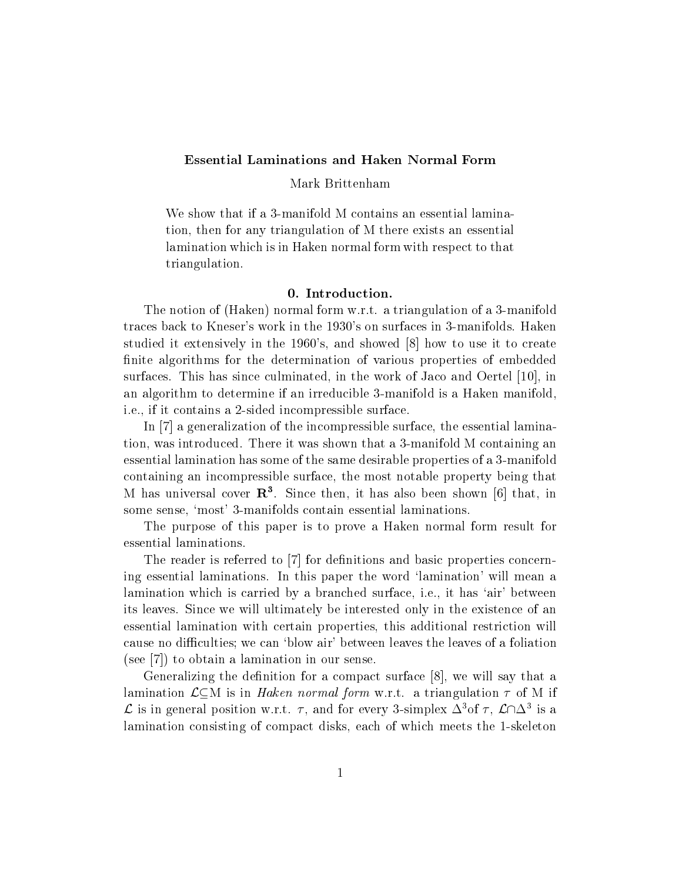# Essential Laminations and Haken Normal Form

Mark Brittenham

> We show that if a 3-manifold M contains an essential lamination, then for any triangulation of M there exists an essential lamination which is in Haken normal form with respect to that triangulation.

## 0. Introduction.

The notion of (Haken) normal form w.r.t. a triangulation of a 3-manifold traces back to Kneser's work in the 1930's on surfaces in 3-manifolds. Haken studied it extensively in the 1960's, and showed [8] how to use it to create finite algorithms for the determination of various properties of embedded surfaces. This has since culminated, in the work of Jaco and Oertel [10], in an algorithm to determine if an irreducible 3-manifold is a Haken manifold, i.e., if it contains a 2-sided incompressible surface.

In [7] a generalization of the incompressible surface, the essential lamination, was introduced. There it was shown that a 3-manifold M containing an essential lamination has some of the same desirable properties of a 3-manifold containing an incompressible surface, the most notable property being that M has universal cover $\mathbf{R^3}$. Since then, it has also been shown [6] that, in some sense, 'most' 3-manifolds contain essential laminations.

The purpose of this paper is to prove a Haken normal form result for essential laminations.

The reader is referred to [7] for definitions and basic properties concerning essential laminations. In this paper the word 'lamination' will mean a lamination which is carried by a branched surface, i.e., it has 'air' between its leaves. Since we will ultimately be interested only in the existence of an essential lamination with certain properties, this additional restriction will cause no difficulties; we can 'blow air' between leaves the leaves of a foliation (see [7]) to obtain a lamination in our sense.

Generalizing the definition for a compact surface [8], we will say that a lamination $\mathcal{L}\subseteq$M is in *Haken normal form* w.r.t. a triangulation $\tau$ of M if $\mathcal{L}$ is in general position w.r.t. $\tau$, and for every 3-simplex $\Delta^3$of $\tau$, $\mathcal{L}\cap\Delta^3$ is a lamination consisting of compact disks, each of which meets the 1-skeleton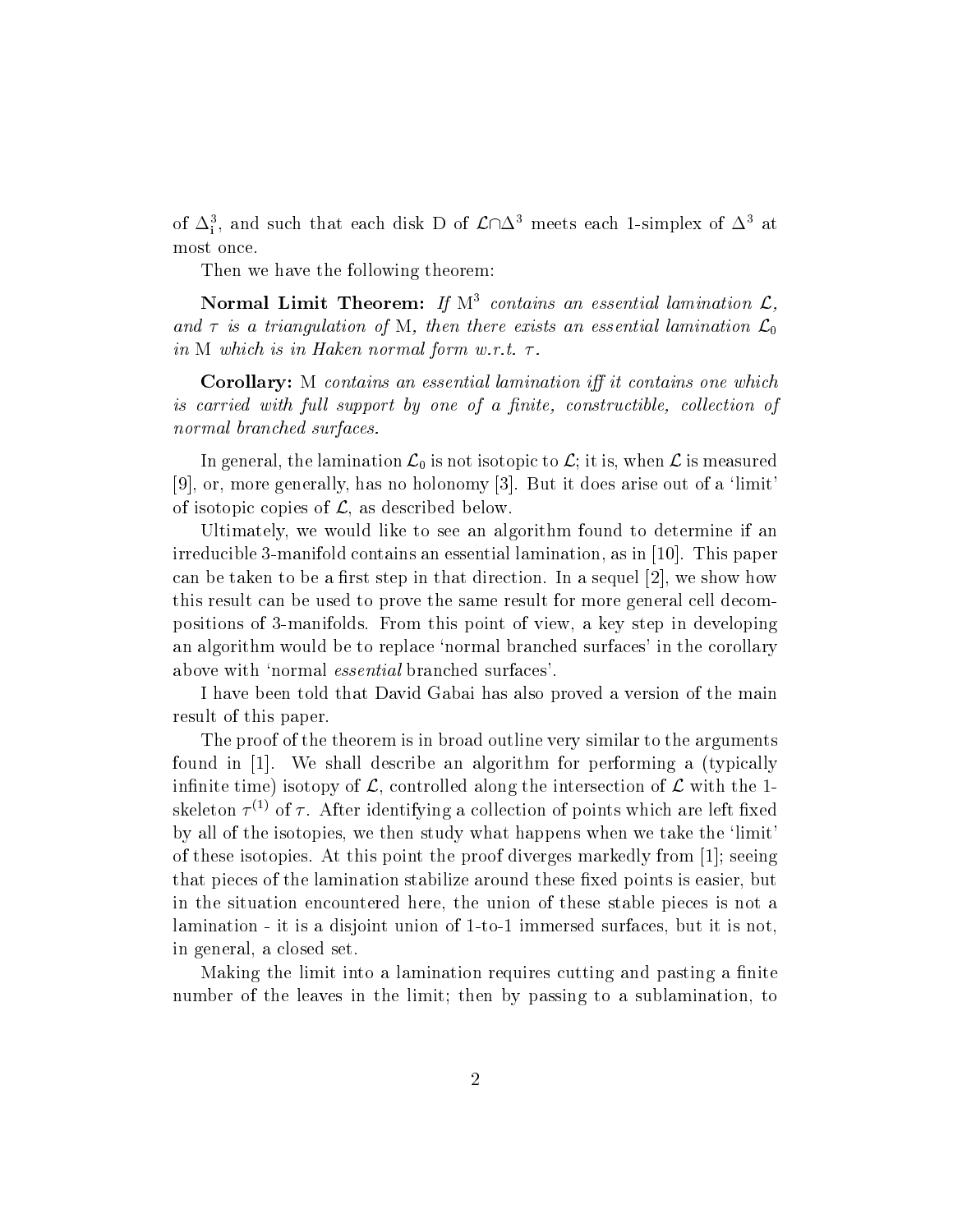of $\Delta^3_i$, and such that each disk D of $\mathcal{L}\cap\Delta^3$ meets each 1-simplex of $\Delta^3$ at most once.

Then we have the following theorem:

**Normal Limit Theorem:** *If* $M^3$ *contains an essential lamination* $\mathcal{L}$, *and* $\tau$ *is a triangulation of* M, *then there exists an essential lamination* $\mathcal{L}_0$ *in* M *which is in Haken normal form w.r.t.* $\tau$.

**Corollary:** M *contains an essential lamination iff it contains one which is carried with full support by one of a finite, constructible, collection of normal branched surfaces.*

In general, the lamination $\mathcal{L}_0$ is not isotopic to $\mathcal{L}$; it is, when $\mathcal{L}$ is measured [9], or, more generally, has no holonomy [3]. But it does arise out of a 'limit' of isotopic copies of $\mathcal{L}$, as described below.

Ultimately, we would like to see an algorithm found to determine if an irreducible 3-manifold contains an essential lamination, as in [10]. This paper can be taken to be a first step in that direction. In a sequel [2], we show how this result can be used to prove the same result for more general cell decompositions of 3-manifolds. From this point of view, a key step in developing an algorithm would be to replace 'normal branched surfaces' in the corollary above with 'normal *essential* branched surfaces'.

I have been told that David Gabai has also proved a version of the main result of this paper.

The proof of the theorem is in broad outline very similar to the arguments found in [1]. We shall describe an algorithm for performing a (typically infinite time) isotopy of $\mathcal{L}$, controlled along the intersection of $\mathcal{L}$ with the 1-skeleton $\tau^{(1)}$ of $\tau$. After identifying a collection of points which are left fixed by all of the isotopies, we then study what happens when we take the 'limit' of these isotopies. At this point the proof diverges markedly from [1]; seeing that pieces of the lamination stabilize around these fixed points is easier, but in the situation encountered here, the union of these stable pieces is not a lamination - it is a disjoint union of 1-to-1 immersed surfaces, but it is not, in general, a closed set.

Making the limit into a lamination requires cutting and pasting a finite number of the leaves in the limit; then by passing to a sublamination, to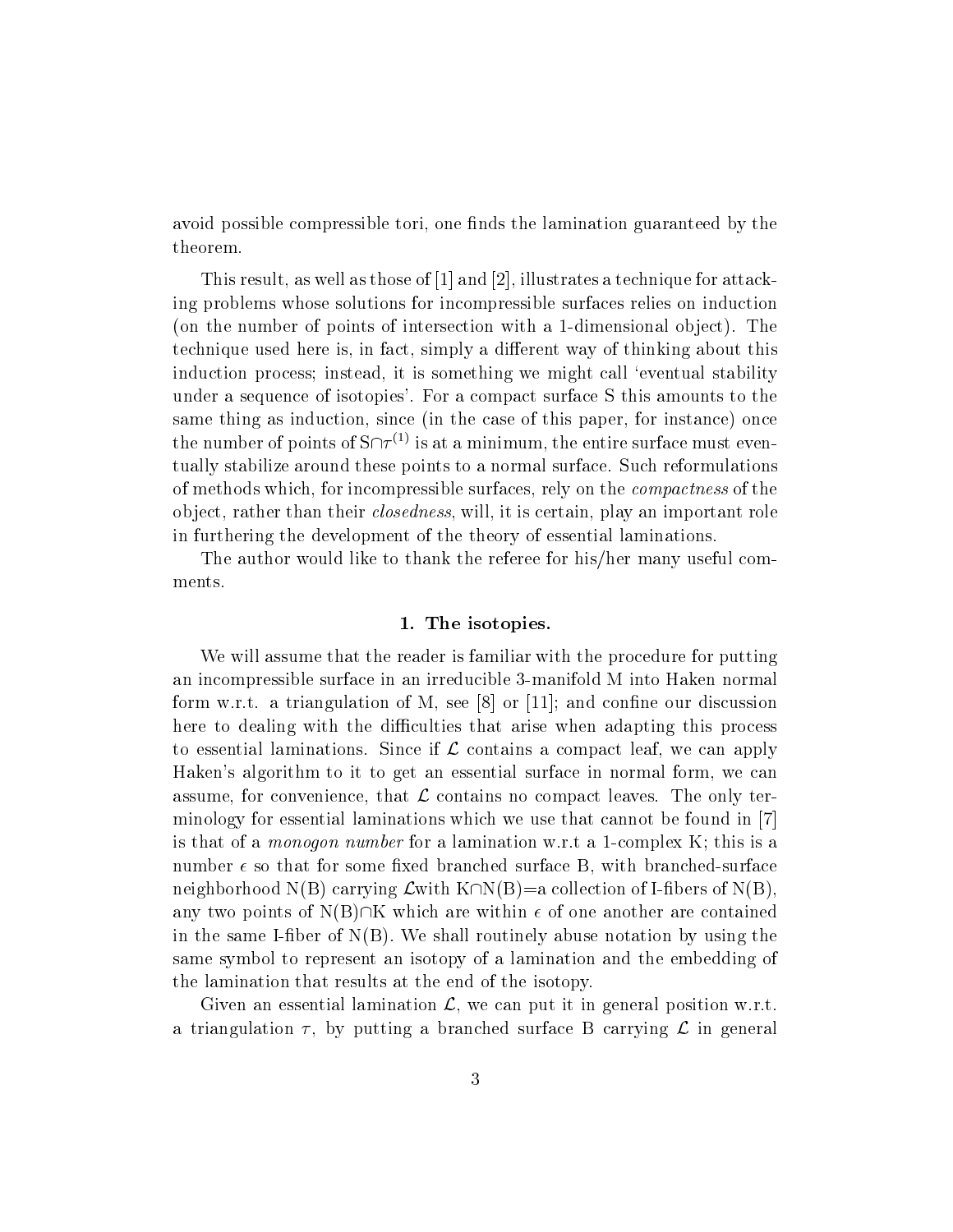avoid possible compressible tori, one finds the lamination guaranteed by the theorem.

This result, as well as those of [1] and [2], illustrates a technique for attacking problems whose solutions for incompressible surfaces relies on induction (on the number of points of intersection with a 1-dimensional object). The technique used here is, in fact, simply a different way of thinking about this induction process; instead, it is something we might call 'eventual stability under a sequence of isotopies'. For a compact surface S this amounts to the same thing as induction, since (in the case of this paper, for instance) once the number of points of $S \cap \tau^{(1)}$ is at a minimum, the entire surface must eventually stabilize around these points to a normal surface. Such reformulations of methods which, for incompressible surfaces, rely on the *compactness* of the object, rather than their *closedness*, will, it is certain, play an important role in furthering the development of the theory of essential laminations.

The author would like to thank the referee for his/her many useful comments.

## 1. The isotopies.

We will assume that the reader is familiar with the procedure for putting an incompressible surface in an irreducible 3-manifold M into Haken normal form w.r.t. a triangulation of M, see [8] or [11]; and confine our discussion here to dealing with the difficulties that arise when adapting this process to essential laminations. Since if $\mathcal{L}$ contains a compact leaf, we can apply Haken's algorithm to it to get an essential surface in normal form, we can assume, for convenience, that $\mathcal{L}$ contains no compact leaves. The only terminology for essential laminations which we use that cannot be found in [7] is that of a *monogon number* for a lamination w.r.t a 1-complex K; this is a number $\epsilon$ so that for some fixed branched surface B, with branched-surface neighborhood N(B) carrying $\mathcal{L}$with $K \cap N(B)$=a collection of I-fibers of N(B), any two points of $N(B) \cap K$ which are within $\epsilon$ of one another are contained in the same I-fiber of N(B). We shall routinely abuse notation by using the same symbol to represent an isotopy of a lamination and the embedding of the lamination that results at the end of the isotopy.

Given an essential lamination $\mathcal{L}$, we can put it in general position w.r.t. a triangulation $\tau$, by putting a branched surface B carrying $\mathcal{L}$ in general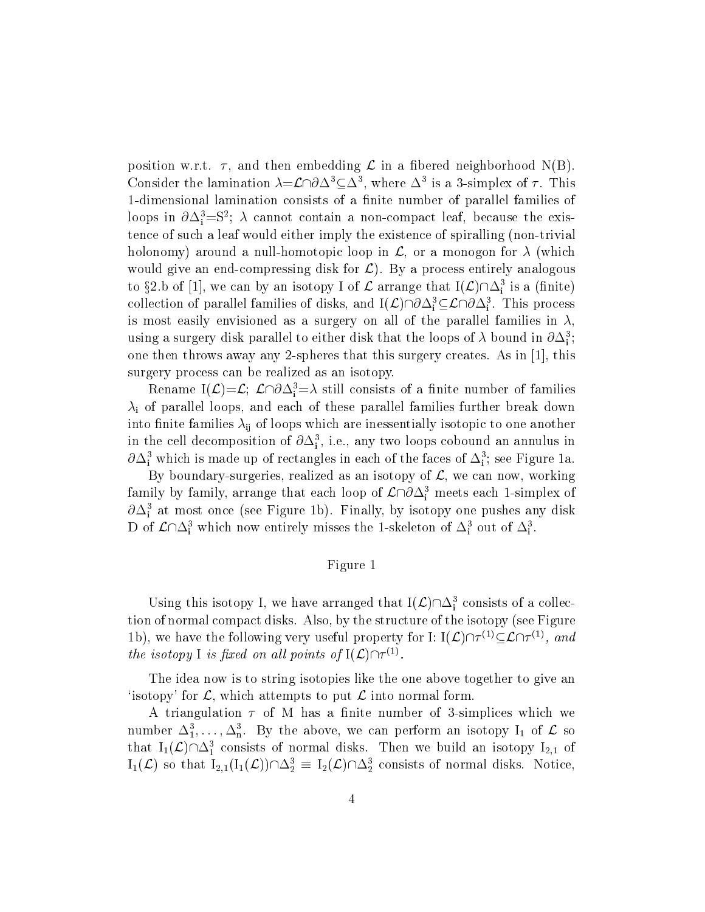position w.r.t. $\tau$, and then embedding $\mathcal{L}$ in a fibered neighborhood N(B). Consider the lamination $\lambda=\mathcal{L}\cap\partial\Delta^3\subseteq\Delta^3$, where $\Delta^3$ is a 3-simplex of $\tau$. This 1-dimensional lamination consists of a finite number of parallel families of loops in $\partial\Delta^3_i=S^2$; $\lambda$ cannot contain a non-compact leaf, because the existence of such a leaf would either imply the existence of spiralling (non-trivial holonomy) around a null-homotopic loop in $\mathcal{L}$, or a monogon for $\lambda$ (which would give an end-compressing disk for $\mathcal{L}$). By a process entirely analogous to §2.b of [1], we can by an isotopy I of $\mathcal{L}$ arrange that $I(\mathcal{L})\cap\Delta^3_i$ is a (finite) collection of parallel families of disks, and $I(\mathcal{L})\cap\partial\Delta^3_i\subseteq\mathcal{L}\cap\partial\Delta^3_i$. This process is most easily envisioned as a surgery on all of the parallel families in $\lambda$, using a surgery disk parallel to either disk that the loops of $\lambda$ bound in $\partial\Delta^3_i$; one then throws away any 2-spheres that this surgery creates. As in [1], this surgery process can be realized as an isotopy.

Rename $I(\mathcal{L})=\mathcal{L}$; $\mathcal{L}\cap\partial\Delta^3_i=\lambda$ still consists of a finite number of families $\lambda_i$ of parallel loops, and each of these parallel families further break down into finite families $\lambda_{ij}$ of loops which are inessentially isotopic to one another in the cell decomposition of $\partial\Delta^3_i$, i.e., any two loops cobound an annulus in $\partial\Delta^3_i$ which is made up of rectangles in each of the faces of $\Delta^3_i$; see Figure 1a.

By boundary-surgeries, realized as an isotopy of $\mathcal{L}$, we can now, working family by family, arrange that each loop of $\mathcal{L}\cap\partial\Delta^3_i$ meets each 1-simplex of $\partial\Delta^3_i$ at most once (see Figure 1b). Finally, by isotopy one pushes any disk D of $\mathcal{L}\cap\Delta^3_i$ which now entirely misses the 1-skeleton of $\Delta^3_i$ out of $\Delta^3_i$.

Figure 1

Using this isotopy I, we have arranged that $I(\mathcal{L})\cap\Delta^3_i$ consists of a collection of normal compact disks. Also, by the structure of the isotopy (see Figure 1b), we have the following very useful property for I: $I(\mathcal{L})\cap\tau^{(1)}\subseteq\mathcal{L}\cap\tau^{(1)}$, *and the isotopy* I *is fixed on all points of* $I(\mathcal{L})\cap\tau^{(1)}$.

The idea now is to string isotopies like the one above together to give an 'isotopy' for $\mathcal{L}$, which attempts to put $\mathcal{L}$ into normal form.

A triangulation $\tau$ of M has a finite number of 3-simplices which we number $\Delta^3_1,\dots,\Delta^3_n$. By the above, we can perform an isotopy $I_1$ of $\mathcal{L}$ so that $I_1(\mathcal{L})\cap\Delta^3_1$ consists of normal disks. Then we build an isotopy $I_{2,1}$ of $I_1(\mathcal{L})$ so that $I_{2,1}(I_1(\mathcal{L}))\cap\Delta^3_2\equiv I_2(\mathcal{L})\cap\Delta^3_2$ consists of normal disks. Notice,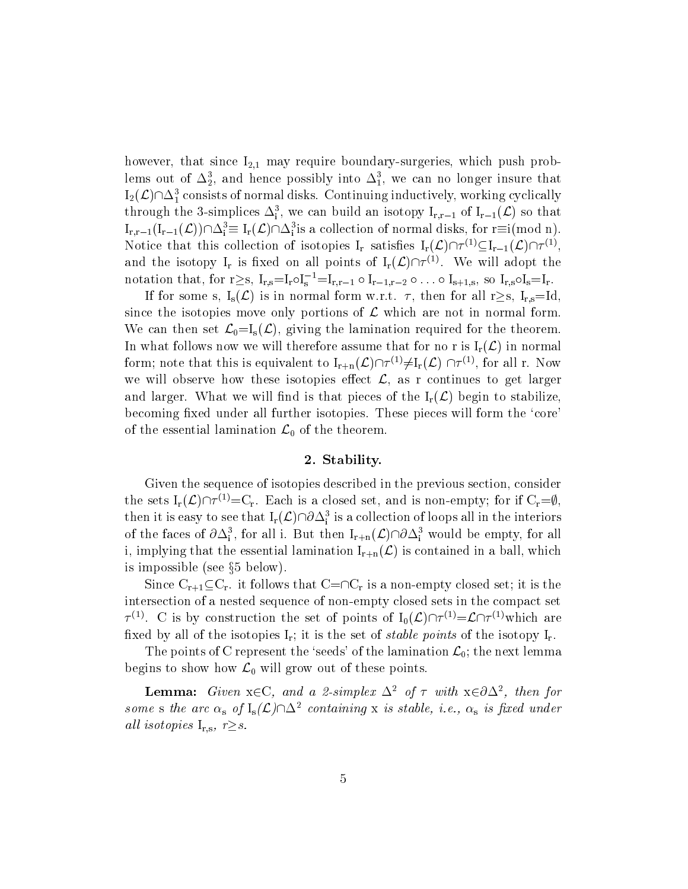however, that since $I_{2,1}$ may require boundary-surgeries, which push problems out of $\Delta^3_2$, and hence possibly into $\Delta^3_1$, we can no longer insure that $I_2(\mathcal{L})\cap\Delta^3_1$ consists of normal disks. Continuing inductively, working cyclically through the 3-simplices $\Delta^3_i$, we can build an isotopy $I_{r,r-1}$ of $I_{r-1}(\mathcal{L})$ so that $I_{r,r-1}(I_{r-1}(\mathcal{L}))\cap\Delta^3_i\equiv I_r(\mathcal{L})\cap\Delta^3_i$is a collection of normal disks, for r≡i(mod n). Notice that this collection of isotopies $I_r$ satisfies $I_r(\mathcal{L})\cap\tau^{(1)}\subseteq I_{r-1}(\mathcal{L})\cap\tau^{(1)}$, and the isotopy $I_r$ is fixed on all points of $I_r(\mathcal{L})\cap\tau^{(1)}$. We will adopt the notation that, for r≥s, $I_{r,s}=I_r\circ I_s^{-1}=I_{r,r-1}\circ I_{r-1,r-2}\circ\ldots\circ I_{s+1,s}$, so $I_{r,s}\circ I_s=I_r$.

If for some s, $I_s(\mathcal{L})$ is in normal form w.r.t. $\tau$, then for all r≥s, $I_{r,s}$=Id, since the isotopies move only portions of $\mathcal{L}$ which are not in normal form. We can then set $\mathcal{L}_0=I_s(\mathcal{L})$, giving the lamination required for the theorem. In what follows now we will therefore assume that for no r is $I_r(\mathcal{L})$ in normal form; note that this is equivalent to $I_{r+n}(\mathcal{L})\cap\tau^{(1)}\neq I_r(\mathcal{L})\cap\tau^{(1)}$, for all r. Now we will observe how these isotopies effect $\mathcal{L}$, as r continues to get larger and larger. What we will find is that pieces of the $I_r(\mathcal{L})$ begin to stabilize, becoming fixed under all further isotopies. These pieces will form the 'core' of the essential lamination $\mathcal{L}_0$ of the theorem.

## 2. Stability.

Given the sequence of isotopies described in the previous section, consider the sets $I_r(\mathcal{L})\cap\tau^{(1)}=C_r$. Each is a closed set, and is non-empty; for if $C_r=\emptyset$, then it is easy to see that $I_r(\mathcal{L})\cap\partial\Delta^3_i$ is a collection of loops all in the interiors of the faces of $\partial\Delta^3_i$, for all i. But then $I_{r+n}(\mathcal{L})\cap\partial\Delta^3_i$ would be empty, for all i, implying that the essential lamination $I_{r+n}(\mathcal{L})$ is contained in a ball, which is impossible (see §5 below).

Since $C_{r+1}\subseteq C_r$. it follows that $C=\cap C_r$ is a non-empty closed set; it is the intersection of a nested sequence of non-empty closed sets in the compact set $\tau^{(1)}$. C is by construction the set of points of $I_0(\mathcal{L})\cap\tau^{(1)}=\mathcal{L}\cap\tau^{(1)}$which are fixed by all of the isotopies $I_r$; it is the set of *stable points* of the isotopy $I_r$.

The points of C represent the 'seeds' of the lamination $\mathcal{L}_0$; the next lemma begins to show how $\mathcal{L}_0$ will grow out of these points.

**Lemma:** *Given x∈C, and a 2-simplex $\Delta^2$ of $\tau$ with x∈$\partial\Delta^2$, then for some s the arc $\alpha_s$ of $I_s(\mathcal{L})\cap\Delta^2$ containing x is stable, i.e., $\alpha_s$ is fixed under all isotopies $I_{r,s}$, r≥s.*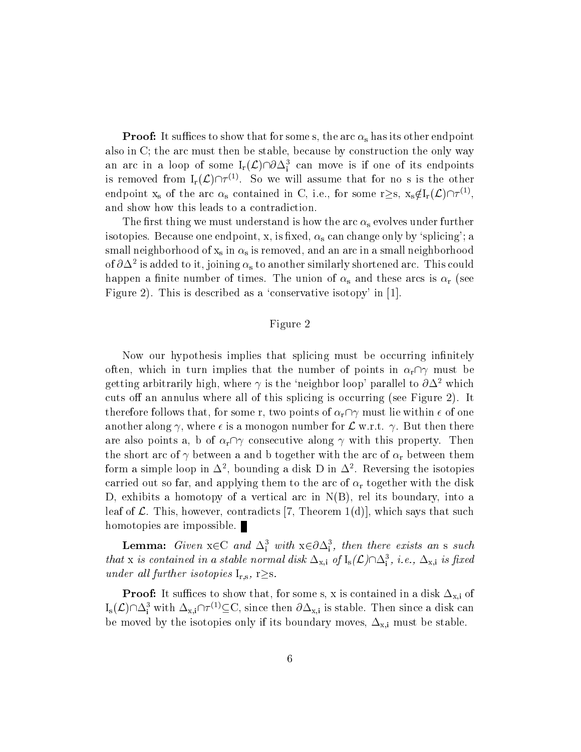**Proof:** It suffices to show that for some s, the arc $\alpha_s$ has its other endpoint also in C; the arc must then be stable, because by construction the only way an arc in a loop of some $I_r(\mathcal{L})\cap\partial\Delta^3_i$ can move is if one of its endpoints is removed from $I_r(\mathcal{L})\cap\tau^{(1)}$. So we will assume that for no s is the other endpoint $x_s$ of the arc $\alpha_s$ contained in C, i.e., for some $r \geq s$, $x_s \notin I_r(\mathcal{L})\cap\tau^{(1)}$, and show how this leads to a contradiction.

The first thing we must understand is how the arc $\alpha_s$ evolves under further isotopies. Because one endpoint, x, is fixed, $\alpha_s$ can change only by 'splicing'; a small neighborhood of $x_s$ in $\alpha_s$ is removed, and an arc in a small neighborhood of $\partial\Delta^2$ is added to it, joining $\alpha_s$ to another similarly shortened arc. This could happen a finite number of times. The union of $\alpha_s$ and these arcs is $\alpha_r$ (see Figure 2). This is described as a 'conservative isotopy' in [1].

Figure 2

Now our hypothesis implies that splicing must be occurring infinitely often, which in turn implies that the number of points in $\alpha_r\cap\gamma$ must be getting arbitrarily high, where $\gamma$ is the 'neighbor loop' parallel to $\partial\Delta^2$ which cuts off an annulus where all of this splicing is occurring (see Figure 2). It therefore follows that, for some r, two points of $\alpha_r\cap\gamma$ must lie within $\epsilon$ of one another along $\gamma$, where $\epsilon$ is a monogon number for $\mathcal{L}$ w.r.t. $\gamma$. But then there are also points a, b of $\alpha_r\cap\gamma$ consecutive along $\gamma$ with this property. Then the short arc of $\gamma$ between a and b together with the arc of $\alpha_r$ between them form a simple loop in $\Delta^2$, bounding a disk D in $\Delta^2$. Reversing the isotopies carried out so far, and applying them to the arc of $\alpha_r$ together with the disk D, exhibits a homotopy of a vertical arc in N(B), rel its boundary, into a leaf of $\mathcal{L}$. This, however, contradicts [7, Theorem 1(d)], which says that such homotopies are impossible. ∎

**Lemma:** *Given* $x\in C$ *and* $\Delta^3_i$ *with* $x\in\partial\Delta^3_i$*, then there exists an* s *such that* x *is contained in a stable normal disk* $\Delta_{x,i}$ *of* $I_s(\mathcal{L})\cap\Delta^3_i$*, i.e.,* $\Delta_{x,i}$ *is fixed under all further isotopies* $I_{r,s}$*,* $r\geq s$*.*

**Proof:** It suffices to show that, for some s, x is contained in a disk $\Delta_{x,i}$ of $I_s(\mathcal{L})\cap\Delta^3_i$ with $\Delta_{x,i}\cap\tau^{(1)}\subseteq C$, since then $\partial\Delta_{x,i}$ is stable. Then since a disk can be moved by the isotopies only if its boundary moves, $\Delta_{x,i}$ must be stable.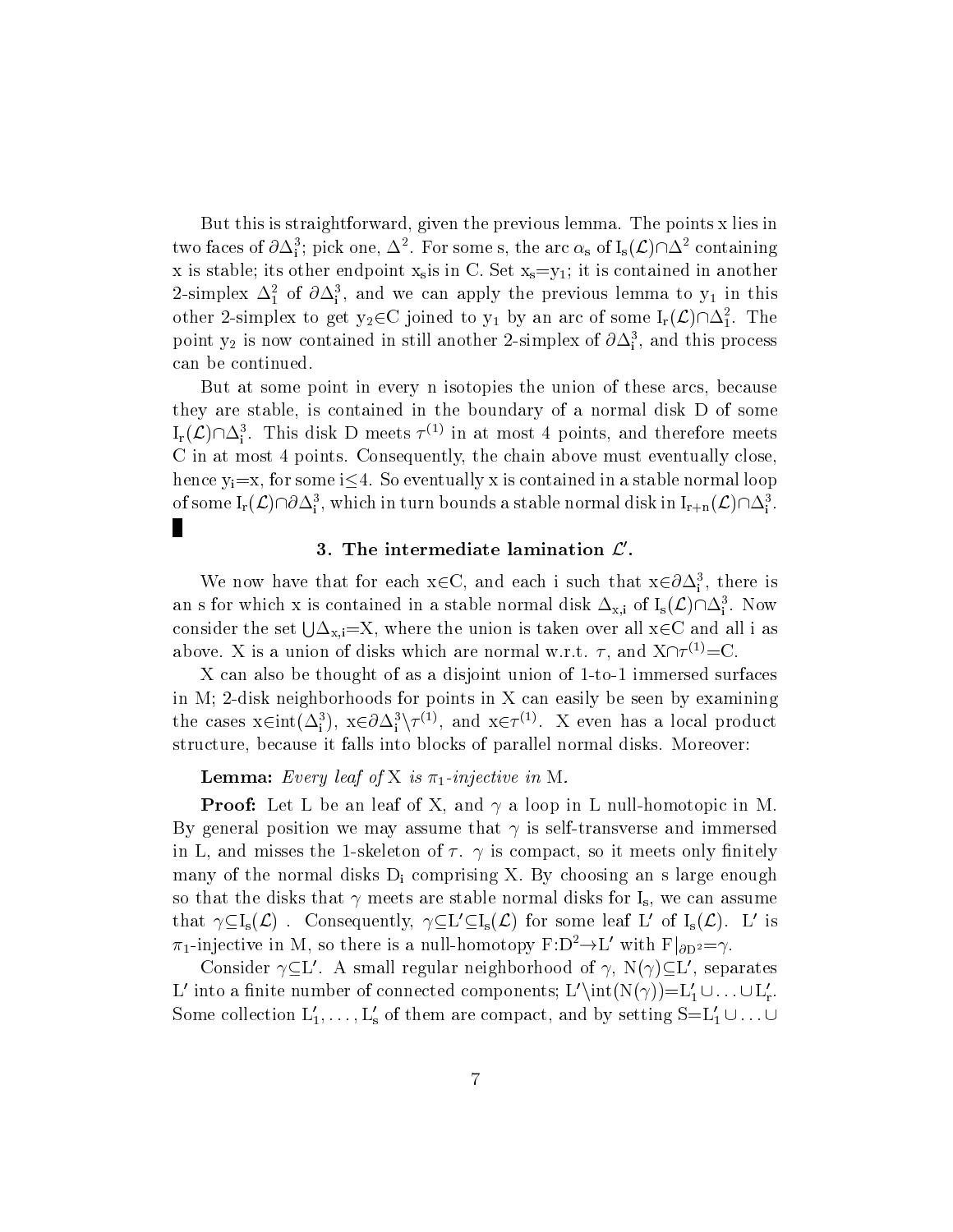But this is straightforward, given the previous lemma. The points x lies in two faces of $\partial\Delta^3_i$; pick one, $\Delta^2$. For some s, the arc $\alpha_s$ of $I_s(\mathcal{L})\cap\Delta^2$ containing x is stable; its other endpoint $x_s$is in C. Set $x_s=y_1$; it is contained in another 2-simplex $\Delta^2_1$ of $\partial\Delta^3_i$, and we can apply the previous lemma to $y_1$ in this other 2-simplex to get $y_2\in C$ joined to $y_1$ by an arc of some $I_r(\mathcal{L})\cap\Delta^2_1$. The point $y_2$ is now contained in still another 2-simplex of $\partial\Delta^3_i$, and this process can be continued.

But at some point in every n isotopies the union of these arcs, because they are stable, is contained in the boundary of a normal disk D of some $I_r(\mathcal{L})\cap\Delta^3_i$. This disk D meets $\tau^{(1)}$ in at most 4 points, and therefore meets C in at most 4 points. Consequently, the chain above must eventually close, hence $y_i=x$, for some $i\leq 4$. So eventually x is contained in a stable normal loop of some $I_r(\mathcal{L})\cap\partial\Delta^3_i$, which in turn bounds a stable normal disk in $I_{r+n}(\mathcal{L})\cap\Delta^3_i$. ∎

### 3. The intermediate lamination $\mathcal{L}'$.

We now have that for each $x\in C$, and each i such that $x\in\partial\Delta^3_i$, there is an s for which x is contained in a stable normal disk $\Delta_{x,i}$ of $I_s(\mathcal{L})\cap\Delta^3_i$. Now consider the set $\bigcup\Delta_{x,i}=X$, where the union is taken over all $x\in C$ and all i as above. X is a union of disks which are normal w.r.t. $\tau$, and $X\cap\tau^{(1)}=C$.

X can also be thought of as a disjoint union of 1-to-1 immersed surfaces in M; 2-disk neighborhoods for points in X can easily be seen by examining the cases $x\in\text{int}(\Delta^3_i)$, $x\in\partial\Delta^3_i\setminus\tau^{(1)}$, and $x\in\tau^{(1)}$. X even has a local product structure, because it falls into blocks of parallel normal disks. Moreover:

**Lemma:** *Every leaf of X is $\pi_1$-injective in M.*

**Proof:** Let L be an leaf of X, and $\gamma$ a loop in L null-homotopic in M. By general position we may assume that $\gamma$ is self-transverse and immersed in L, and misses the 1-skeleton of $\tau$. $\gamma$ is compact, so it meets only finitely many of the normal disks $D_i$ comprising X. By choosing an s large enough so that the disks that $\gamma$ meets are stable normal disks for $I_s$, we can assume that $\gamma\subseteq I_s(\mathcal{L})$ . Consequently, $\gamma\subseteq L'\subseteq I_s(\mathcal{L})$ for some leaf $L'$ of $I_s(\mathcal{L})$. $L'$ is $\pi_1$-injective in M, so there is a null-homotopy $F:D^2\to L'$ with $F|_{\partial D^2}=\gamma$.

Consider $\gamma\subseteq L'$. A small regular neighborhood of $\gamma$, $N(\gamma)\subseteq L'$, separates $L'$ into a finite number of connected components; $L'\setminus\text{int}(N(\gamma))=L'_1\cup\ldots\cup L'_r$. Some collection $L'_1,\ldots,L'_s$ of them are compact, and by setting $S=L'_1\cup\ldots\cup$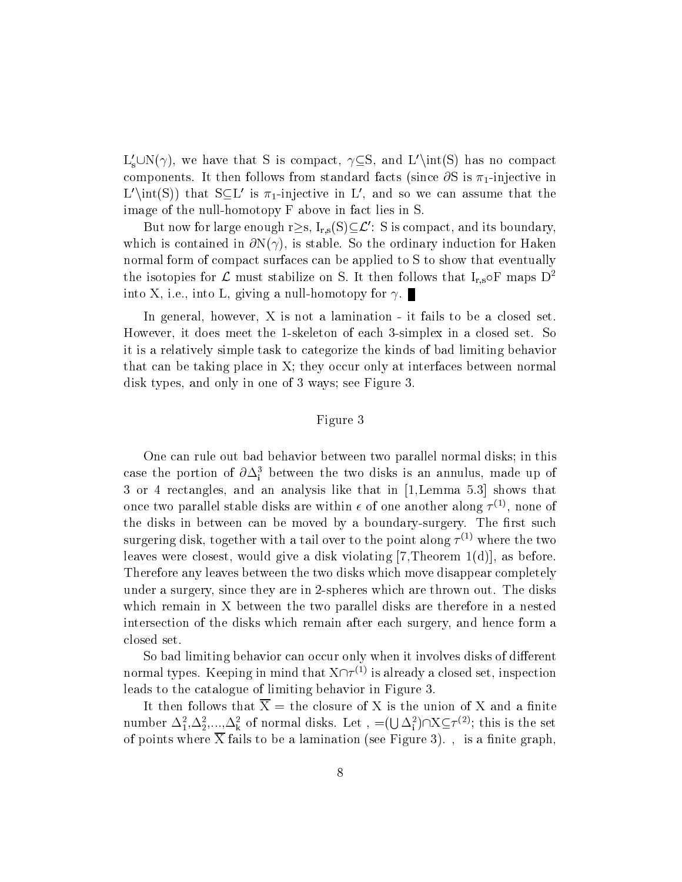$L'_s \cup N(\gamma)$, we have that S is compact, $\gamma \subseteq S$, and $L' \setminus \text{int}(S)$ has no compact components. It then follows from standard facts (since $\partial S$ is $\pi_1$-injective in $L' \setminus \text{int}(S)$) that $S \subseteq L'$ is $\pi_1$-injective in $L'$, and so we can assume that the image of the null-homotopy F above in fact lies in S.

But now for large enough $r \geq s$, $I_{r,s}(S) \subseteq \mathcal{L}'$: S is compact, and its boundary, which is contained in $\partial N(\gamma)$, is stable. So the ordinary induction for Haken normal form of compact surfaces can be applied to S to show that eventually the isotopies for $\mathcal{L}$ must stabilize on S. It then follows that $I_{r,s} \circ F$ maps $D^2$ into X, i.e., into L, giving a null-homotopy for $\gamma$. ∎

In general, however, X is not a lamination - it fails to be a closed set. However, it does meet the 1-skeleton of each 3-simplex in a closed set. So it is a relatively simple task to categorize the kinds of bad limiting behavior that can be taking place in X; they occur only at interfaces between normal disk types, and only in one of 3 ways; see Figure 3.

Figure 3

One can rule out bad behavior between two parallel normal disks; in this case the portion of $\partial \Delta_i^3$ between the two disks is an annulus, made up of 3 or 4 rectangles, and an analysis like that in [1,Lemma 5.3] shows that once two parallel stable disks are within $\epsilon$ of one another along $\tau^{(1)}$, none of the disks in between can be moved by a boundary-surgery. The first such surgering disk, together with a tail over to the point along $\tau^{(1)}$ where the two leaves were closest, would give a disk violating [7,Theorem 1(d)], as before. Therefore any leaves between the two disks which move disappear completely under a surgery, since they are in 2-spheres which are thrown out. The disks which remain in X between the two parallel disks are therefore in a nested intersection of the disks which remain after each surgery, and hence form a closed set.

So bad limiting behavior can occur only when it involves disks of different normal types. Keeping in mind that $X \cap \tau^{(1)}$ is already a closed set, inspection leads to the catalogue of limiting behavior in Figure 3.

It then follows that $\overline{X}$ = the closure of X is the union of X and a finite number $\Delta_1^2, \Delta_2^2, \ldots, \Delta_k^2$ of normal disks. Let $\Gamma = (\bigcup \Delta_i^2) \cap X \subseteq \tau^{(2)}$; this is the set of points where $\overline{X}$ fails to be a lamination (see Figure 3). $\Gamma$ is a finite graph,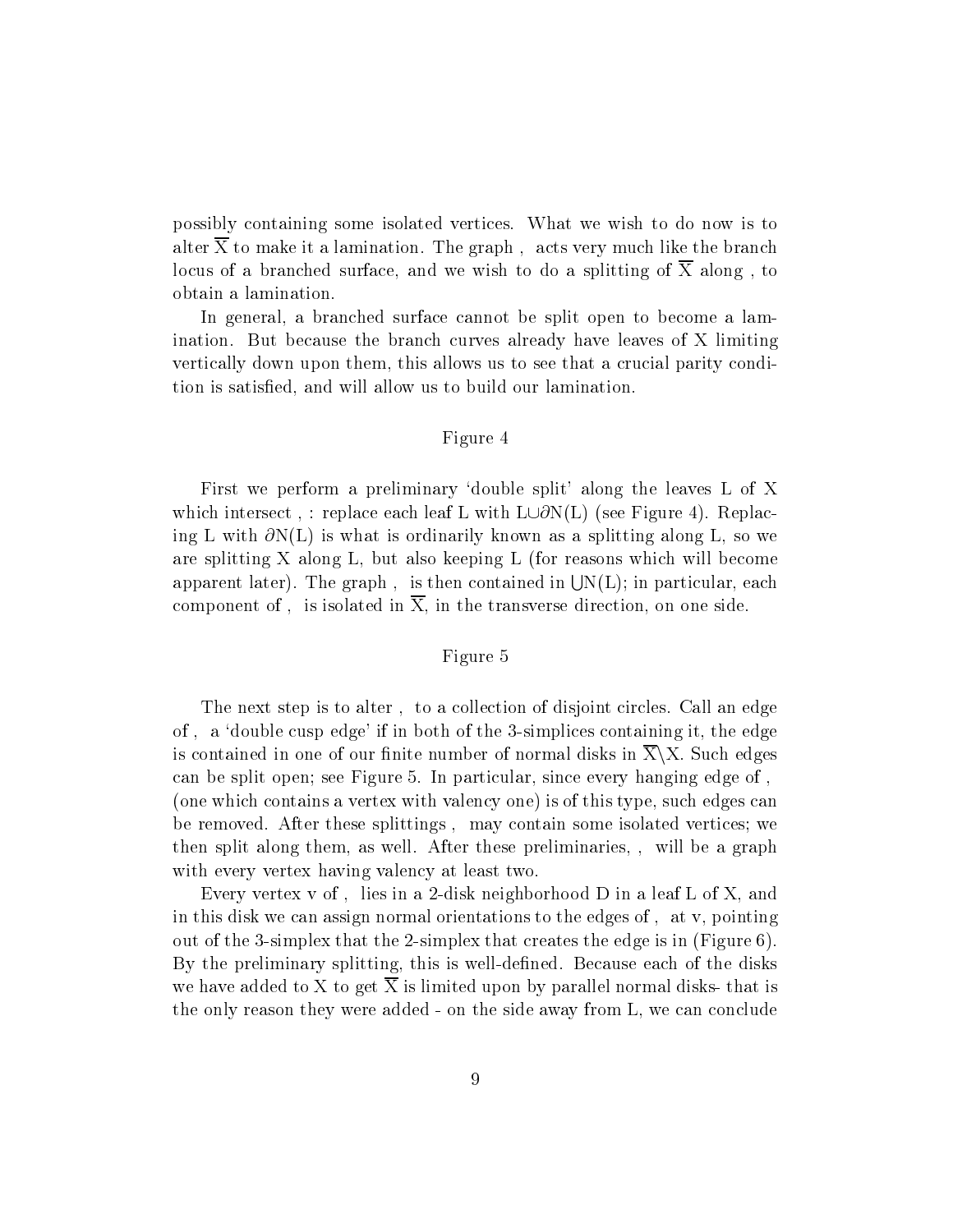possibly containing some isolated vertices. What we wish to do now is to alter $\overline{X}$ to make it a lamination. The graph , acts very much like the branch locus of a branched surface, and we wish to do a splitting of $\overline{X}$ along , to obtain a lamination.

In general, a branched surface cannot be split open to become a lamination. But because the branch curves already have leaves of X limiting vertically down upon them, this allows us to see that a crucial parity condition is satisfied, and will allow us to build our lamination.

Figure 4

First we perform a preliminary 'double split' along the leaves L of X which intersect , : replace each leaf L with $L \cup \partial N(L)$ (see Figure 4). Replacing L with $\partial N(L)$ is what is ordinarily known as a splitting along L, so we are splitting X along L, but also keeping L (for reasons which will become apparent later). The graph , is then contained in $\bigcup N(L)$; in particular, each component of , is isolated in $\overline{X}$, in the transverse direction, on one side.

Figure 5

The next step is to alter , to a collection of disjoint circles. Call an edge of , a 'double cusp edge' if in both of the 3-simplices containing it, the edge is contained in one of our finite number of normal disks in $\overline{X} \setminus X$. Such edges can be split open; see Figure 5. In particular, since every hanging edge of , (one which contains a vertex with valency one) is of this type, such edges can be removed. After these splittings , may contain some isolated vertices; we then split along them, as well. After these preliminaries, , will be a graph with every vertex having valency at least two.

Every vertex v of , lies in a 2-disk neighborhood D in a leaf L of X, and in this disk we can assign normal orientations to the edges of , at v, pointing out of the 3-simplex that the 2-simplex that creates the edge is in (Figure 6). By the preliminary splitting, this is well-defined. Because each of the disks we have added to X to get $\overline{X}$ is limited upon by parallel normal disks- that is the only reason they were added - on the side away from L, we can conclude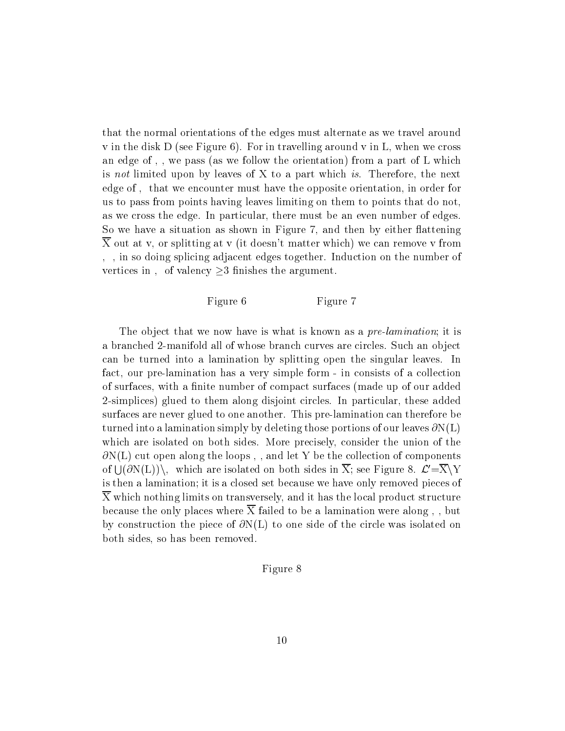that the normal orientations of the edges must alternate as we travel around v in the disk D (see Figure 6). For in travelling around v in L, when we cross an edge of , , we pass (as we follow the orientation) from a part of L which is *not* limited upon by leaves of X to a part which *is*. Therefore, the next edge of , that we encounter must have the opposite orientation, in order for us to pass from points having leaves limiting on them to points that do not, as we cross the edge. In particular, there must be an even number of edges. So we have a situation as shown in Figure 7, and then by either flattening $\overline{\mathrm{X}}$ out at v, or splitting at v (it doesn't matter which) we can remove v from , , in so doing splicing adjacent edges together. Induction on the number of vertices in , of valency $\geq 3$ finishes the argument.

Figure 6 Figure 7

The object that we now have is what is known as a *pre-lamination*; it is a branched 2-manifold all of whose branch curves are circles. Such an object can be turned into a lamination by splitting open the singular leaves. In fact, our pre-lamination has a very simple form - in consists of a collection of surfaces, with a finite number of compact surfaces (made up of our added 2-simplices) glued to them along disjoint circles. In particular, these added surfaces are never glued to one another. This pre-lamination can therefore be turned into a lamination simply by deleting those portions of our leaves $\partial\mathrm{N(L)}$ which are isolated on both sides. More precisely, consider the union of the $\partial\mathrm{N(L)}$ cut open along the loops , , and let Y be the collection of components of $\bigcup(\partial\mathrm{N(L)})\backslash$, which are isolated on both sides in $\overline{\mathrm{X}}$; see Figure 8. $\mathcal{L}'=\overline{\mathrm{X}}\backslash\mathrm{Y}$ is then a lamination; it is a closed set because we have only removed pieces of $\overline{\mathrm{X}}$ which nothing limits on transversely, and it has the local product structure because the only places where $\overline{\mathrm{X}}$ failed to be a lamination were along , , but by construction the piece of $\partial\mathrm{N(L)}$ to one side of the circle was isolated on both sides, so has been removed.

Figure 8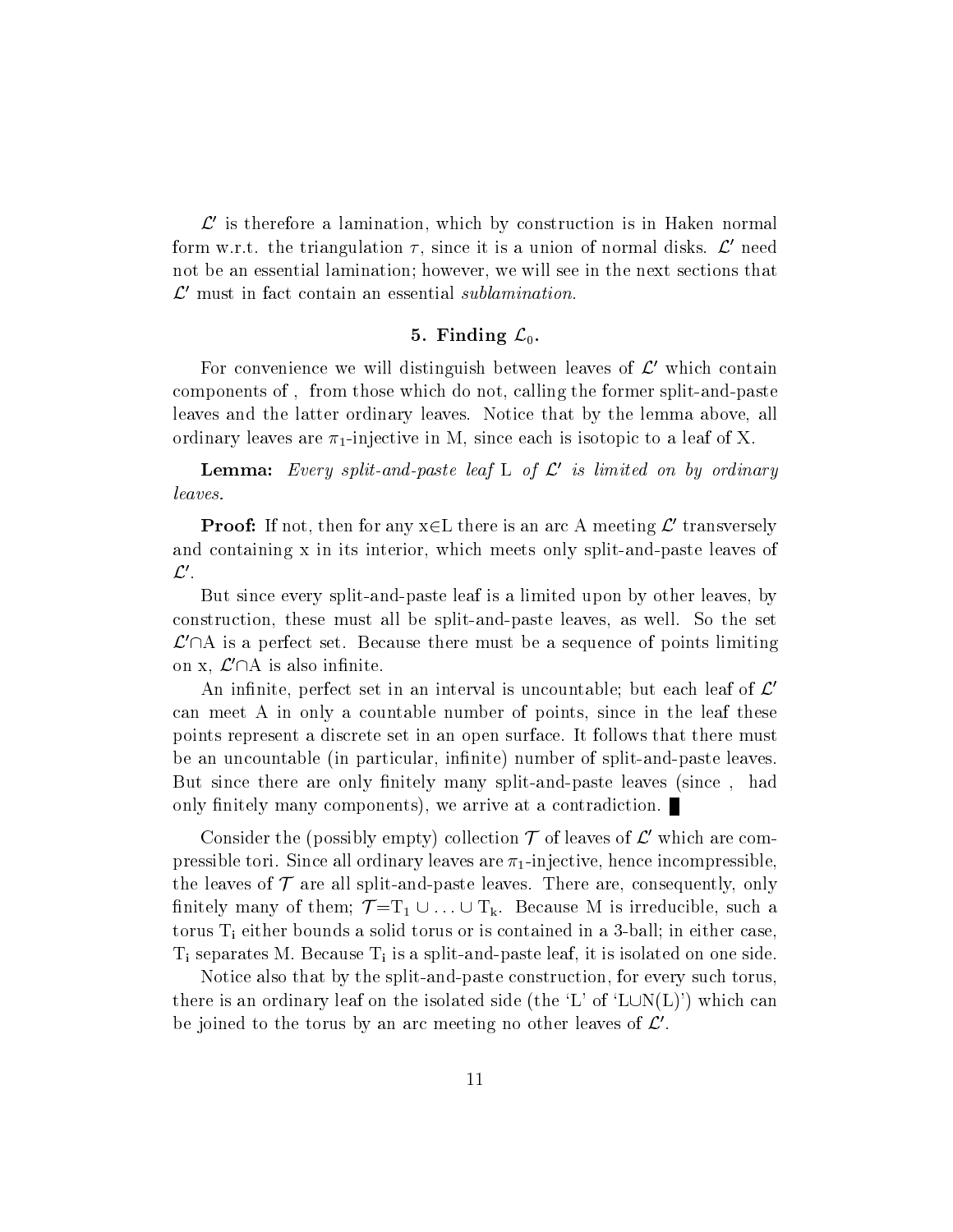$\mathcal{L}'$ is therefore a lamination, which by construction is in Haken normal form w.r.t. the triangulation $\tau$, since it is a union of normal disks. $\mathcal{L}'$ need not be an essential lamination; however, we will see in the next sections that $\mathcal{L}'$ must in fact contain an essential *sublamination*.

## 5. Finding $\mathcal{L}_0$.

For convenience we will distinguish between leaves of $\mathcal{L}'$ which contain components of , from those which do not, calling the former split-and-paste leaves and the latter ordinary leaves. Notice that by the lemma above, all ordinary leaves are $\pi_1$-injective in M, since each is isotopic to a leaf of X.

**Lemma:** *Every split-and-paste leaf* L *of* $\mathcal{L}'$ *is limited on by ordinary leaves.*

**Proof:** If not, then for any x∈L there is an arc A meeting $\mathcal{L}'$ transversely and containing x in its interior, which meets only split-and-paste leaves of $\mathcal{L}'$.

But since every split-and-paste leaf is a limited upon by other leaves, by construction, these must all be split-and-paste leaves, as well. So the set $\mathcal{L}'$∩A is a perfect set. Because there must be a sequence of points limiting on x, $\mathcal{L}'$∩A is also infinite.

An infinite, perfect set in an interval is uncountable; but each leaf of $\mathcal{L}'$ can meet A in only a countable number of points, since in the leaf these points represent a discrete set in an open surface. It follows that there must be an uncountable (in particular, infinite) number of split-and-paste leaves. But since there are only finitely many split-and-paste leaves (since , had only finitely many components), we arrive at a contradiction. ∎

Consider the (possibly empty) collection $\mathcal{T}$ of leaves of $\mathcal{L}'$ which are compressible tori. Since all ordinary leaves are $\pi_1$-injective, hence incompressible, the leaves of $\mathcal{T}$ are all split-and-paste leaves. There are, consequently, only finitely many of them; $\mathcal{T}=T_1 \cup \ldots \cup T_k$. Because M is irreducible, such a torus $T_i$ either bounds a solid torus or is contained in a 3-ball; in either case, $T_i$ separates M. Because $T_i$ is a split-and-paste leaf, it is isolated on one side.

Notice also that by the split-and-paste construction, for every such torus, there is an ordinary leaf on the isolated side (the 'L' of 'L∪N(L)') which can be joined to the torus by an arc meeting no other leaves of $\mathcal{L}'$.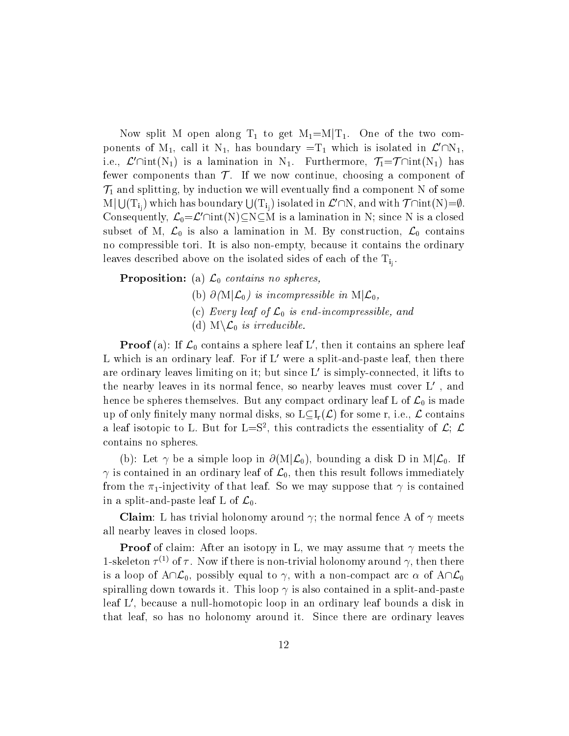Now split M open along $T_1$ to get $M_1 = M|T_1$. One of the two components of $M_1$, call it $N_1$, has boundary $= T_1$ which is isolated in $\mathcal{L}' \cap N_1$, i.e., $\mathcal{L}' \cap \text{int}(N_1)$ is a lamination in $N_1$. Furthermore, $\mathcal{T}_1 = \mathcal{T} \cap \text{int}(N_1)$ has fewer components than $\mathcal{T}$. If we now continue, choosing a component of $\mathcal{T}_1$ and splitting, by induction we will eventually find a component N of some $M|\bigcup(T_{i_j})$ which has boundary $\bigcup(T_{i_j})$ isolated in $\mathcal{L}' \cap N$, and with $\mathcal{T} \cap \text{int}(N) = \emptyset$. Consequently, $\mathcal{L}_0 = \mathcal{L}' \cap \text{int}(N) \subseteq N \subseteq M$ is a lamination in N; since N is a closed subset of M, $\mathcal{L}_0$ is also a lamination in M. By construction, $\mathcal{L}_0$ contains no compressible tori. It is also non-empty, because it contains the ordinary leaves described above on the isolated sides of each of the $T_{i_j}$.

**Proposition:** (a) *$\mathcal{L}_0$ contains no spheres,*

(b) *$\partial(M|\mathcal{L}_0)$ is incompressible in $M|\mathcal{L}_0$,*

(c) *Every leaf of $\mathcal{L}_0$ is end-incompressible, and*

(d) *$M \backslash \mathcal{L}_0$ is irreducible.*

**Proof** (a): If $\mathcal{L}_0$ contains a sphere leaf $L'$, then it contains an sphere leaf L which is an ordinary leaf. For if $L'$ were a split-and-paste leaf, then there are ordinary leaves limiting on it; but since $L'$ is simply-connected, it lifts to the nearby leaves in its normal fence, so nearby leaves must cover $L'$ , and hence be spheres themselves. But any compact ordinary leaf L of $\mathcal{L}_0$ is made up of only finitely many normal disks, so $L \subseteq I_r(\mathcal{L})$ for some r, i.e., $\mathcal{L}$ contains a leaf isotopic to L. But for $L = S^2$, this contradicts the essentiality of $\mathcal{L}$; $\mathcal{L}$ contains no spheres.

(b): Let $\gamma$ be a simple loop in $\partial(M|\mathcal{L}_0)$, bounding a disk D in $M|\mathcal{L}_0$. If $\gamma$ is contained in an ordinary leaf of $\mathcal{L}_0$, then this result follows immediately from the $\pi_1$-injectivity of that leaf. So we may suppose that $\gamma$ is contained in a split-and-paste leaf L of $\mathcal{L}_0$.

**Claim**: L has trivial holonomy around $\gamma$; the normal fence A of $\gamma$ meets all nearby leaves in closed loops.

**Proof** of claim: After an isotopy in L, we may assume that $\gamma$ meets the 1-skeleton $\tau^{(1)}$ of $\tau$. Now if there is non-trivial holonomy around $\gamma$, then there is a loop of $A \cap \mathcal{L}_0$, possibly equal to $\gamma$, with a non-compact arc $\alpha$ of $A \cap \mathcal{L}_0$ spiralling down towards it. This loop $\gamma$ is also contained in a split-and-paste leaf $L'$, because a null-homotopic loop in an ordinary leaf bounds a disk in that leaf, so has no holonomy around it. Since there are ordinary leaves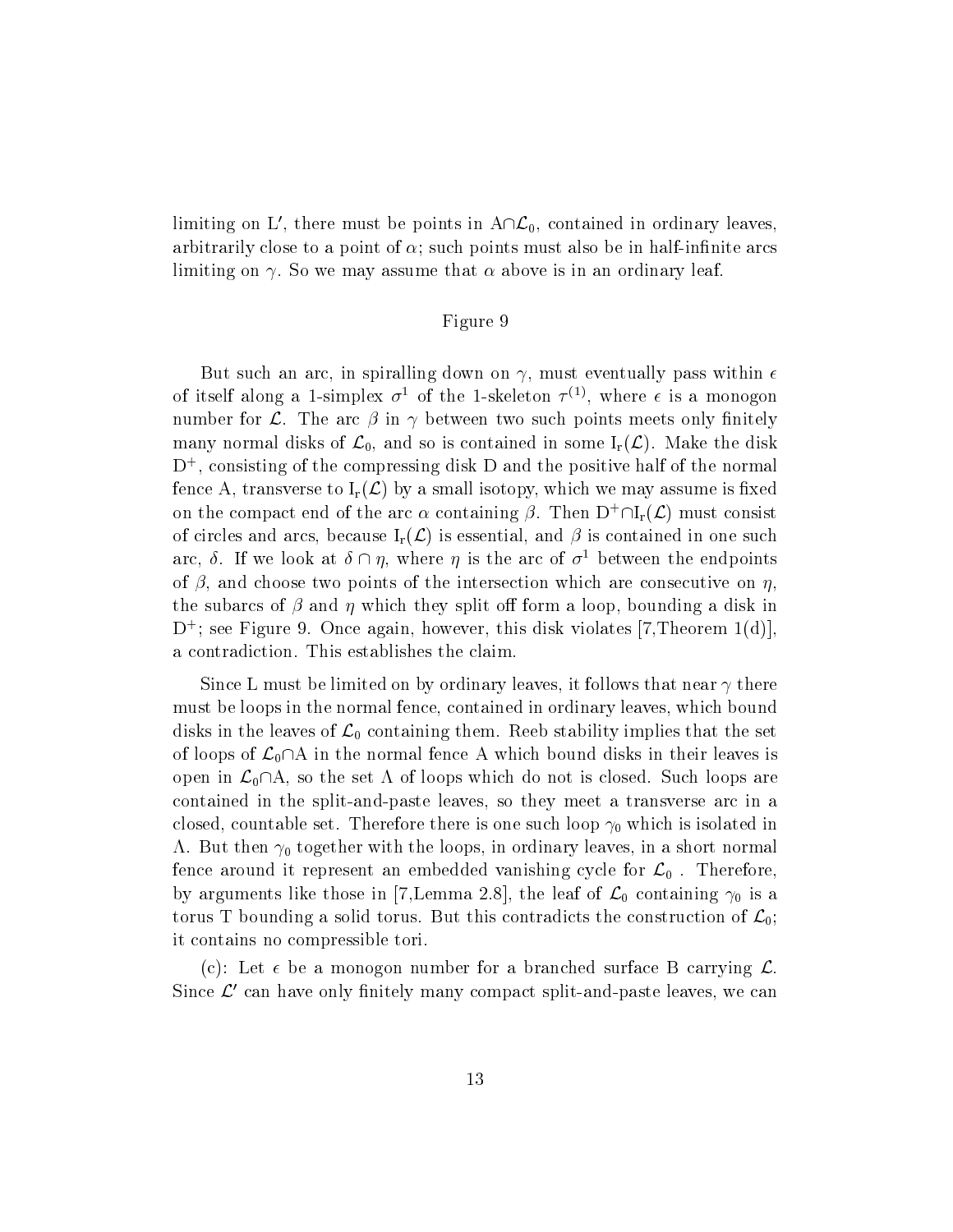limiting on L$'$, there must be points in $A \cap \mathcal{L}_0$, contained in ordinary leaves, arbitrarily close to a point of $\alpha$; such points must also be in half-infinite arcs limiting on $\gamma$. So we may assume that $\alpha$ above is in an ordinary leaf.

Figure 9

But such an arc, in spiralling down on $\gamma$, must eventually pass within $\epsilon$ of itself along a 1-simplex $\sigma^1$ of the 1-skeleton $\tau^{(1)}$, where $\epsilon$ is a monogon number for $\mathcal{L}$. The arc $\beta$ in $\gamma$ between two such points meets only finitely many normal disks of $\mathcal{L}_0$, and so is contained in some $I_r(\mathcal{L})$. Make the disk $D^+$, consisting of the compressing disk D and the positive half of the normal fence A, transverse to $I_r(\mathcal{L})$ by a small isotopy, which we may assume is fixed on the compact end of the arc $\alpha$ containing $\beta$. Then $D^+ \cap I_r(\mathcal{L})$ must consist of circles and arcs, because $I_r(\mathcal{L})$ is essential, and $\beta$ is contained in one such arc, $\delta$. If we look at $\delta \cap \eta$, where $\eta$ is the arc of $\sigma^1$ between the endpoints of $\beta$, and choose two points of the intersection which are consecutive on $\eta$, the subarcs of $\beta$ and $\eta$ which they split off form a loop, bounding a disk in $D^+$; see Figure 9. Once again, however, this disk violates [7,Theorem 1(d)], a contradiction. This establishes the claim.

Since L must be limited on by ordinary leaves, it follows that near $\gamma$ there must be loops in the normal fence, contained in ordinary leaves, which bound disks in the leaves of $\mathcal{L}_0$ containing them. Reeb stability implies that the set of loops of $\mathcal{L}_0 \cap A$ in the normal fence A which bound disks in their leaves is open in $\mathcal{L}_0 \cap A$, so the set $\Lambda$ of loops which do not is closed. Such loops are contained in the split-and-paste leaves, so they meet a transverse arc in a closed, countable set. Therefore there is one such loop $\gamma_0$ which is isolated in $\Lambda$. But then $\gamma_0$ together with the loops, in ordinary leaves, in a short normal fence around it represent an embedded vanishing cycle for $\mathcal{L}_0$ . Therefore, by arguments like those in [7,Lemma 2.8], the leaf of $\mathcal{L}_0$ containing $\gamma_0$ is a torus T bounding a solid torus. But this contradicts the construction of $\mathcal{L}_0$; it contains no compressible tori.

(c): Let $\epsilon$ be a monogon number for a branched surface B carrying $\mathcal{L}$. Since $\mathcal{L}'$ can have only finitely many compact split-and-paste leaves, we can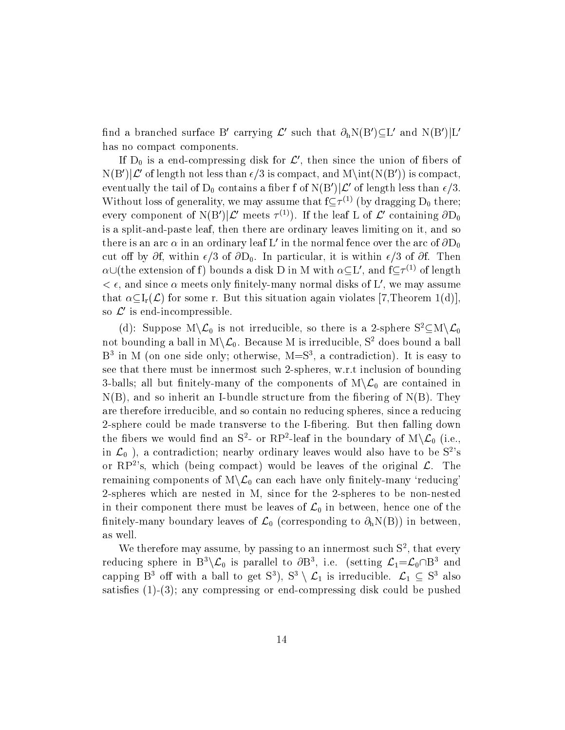find a branched surface $B'$ carrying $\mathcal{L}'$ such that $\partial_h N(B') \subseteq L'$ and $N(B')|L'$ has no compact components.

If $D_0$ is a end-compressing disk for $\mathcal{L}'$, then since the union of fibers of $N(B')|\mathcal{L}'$ of length not less than $\epsilon/3$ is compact, and $M \backslash \text{int}(N(B'))$ is compact, eventually the tail of $D_0$ contains a fiber f of $N(B')|\mathcal{L}'$ of length less than $\epsilon/3$. Without loss of generality, we may assume that $f \subseteq \tau^{(1)}$ (by dragging $D_0$ there; every component of $N(B')|\mathcal{L}'$ meets $\tau^{(1)}$). If the leaf L of $\mathcal{L}'$ containing $\partial D_0$ is a split-and-paste leaf, then there are ordinary leaves limiting on it, and so there is an arc $\alpha$ in an ordinary leaf $L'$ in the normal fence over the arc of $\partial D_0$ cut off by $\partial f$, within $\epsilon/3$ of $\partial D_0$. In particular, it is within $\epsilon/3$ of $\partial f$. Then $\alpha \cup$(the extension of f) bounds a disk D in M with $\alpha \subseteq L'$, and $f \subseteq \tau^{(1)}$ of length $< \epsilon$, and since $\alpha$ meets only finitely-many normal disks of $L'$, we may assume that $\alpha \subseteq I_r(\mathcal{L})$ for some r. But this situation again violates [7,Theorem 1(d)], so $\mathcal{L}'$ is end-incompressible.

(d): Suppose $M \backslash \mathcal{L}_0$ is not irreducible, so there is a 2-sphere $S^2 \subseteq M \backslash \mathcal{L}_0$ not bounding a ball in $M \backslash \mathcal{L}_0$. Because M is irreducible, $S^2$ does bound a ball $B^3$ in M (on one side only; otherwise, $M = S^3$, a contradiction). It is easy to see that there must be innermost such 2-spheres, w.r.t inclusion of bounding 3-balls; all but finitely-many of the components of $M \backslash \mathcal{L}_0$ are contained in N(B), and so inherit an I-bundle structure from the fibering of N(B). They are therefore irreducible, and so contain no reducing spheres, since a reducing 2-sphere could be made transverse to the I-fibering. But then falling down the fibers we would find an $S^2$- or $RP^2$-leaf in the boundary of $M \backslash \mathcal{L}_0$ (i.e., in $\mathcal{L}_0$ ), a contradiction; nearby ordinary leaves would also have to be $S^2$'s or $RP^2$'s, which (being compact) would be leaves of the original $\mathcal{L}$. The remaining components of $M \backslash \mathcal{L}_0$ can each have only finitely-many 'reducing' 2-spheres which are nested in M, since for the 2-spheres to be non-nested in their component there must be leaves of $\mathcal{L}_0$ in between, hence one of the finitely-many boundary leaves of $\mathcal{L}_0$ (corresponding to $\partial_h N(B)$) in between, as well.

We therefore may assume, by passing to an innermost such $S^2$, that every reducing sphere in $B^3 \backslash \mathcal{L}_0$ is parallel to $\partial B^3$, i.e. (setting $\mathcal{L}_1 = \mathcal{L}_0 \cap B^3$ and capping $B^3$ off with a ball to get $S^3$), $S^3 \setminus \mathcal{L}_1$ is irreducible. $\mathcal{L}_1 \subseteq S^3$ also satisfies (1)-(3); any compressing or end-compressing disk could be pushed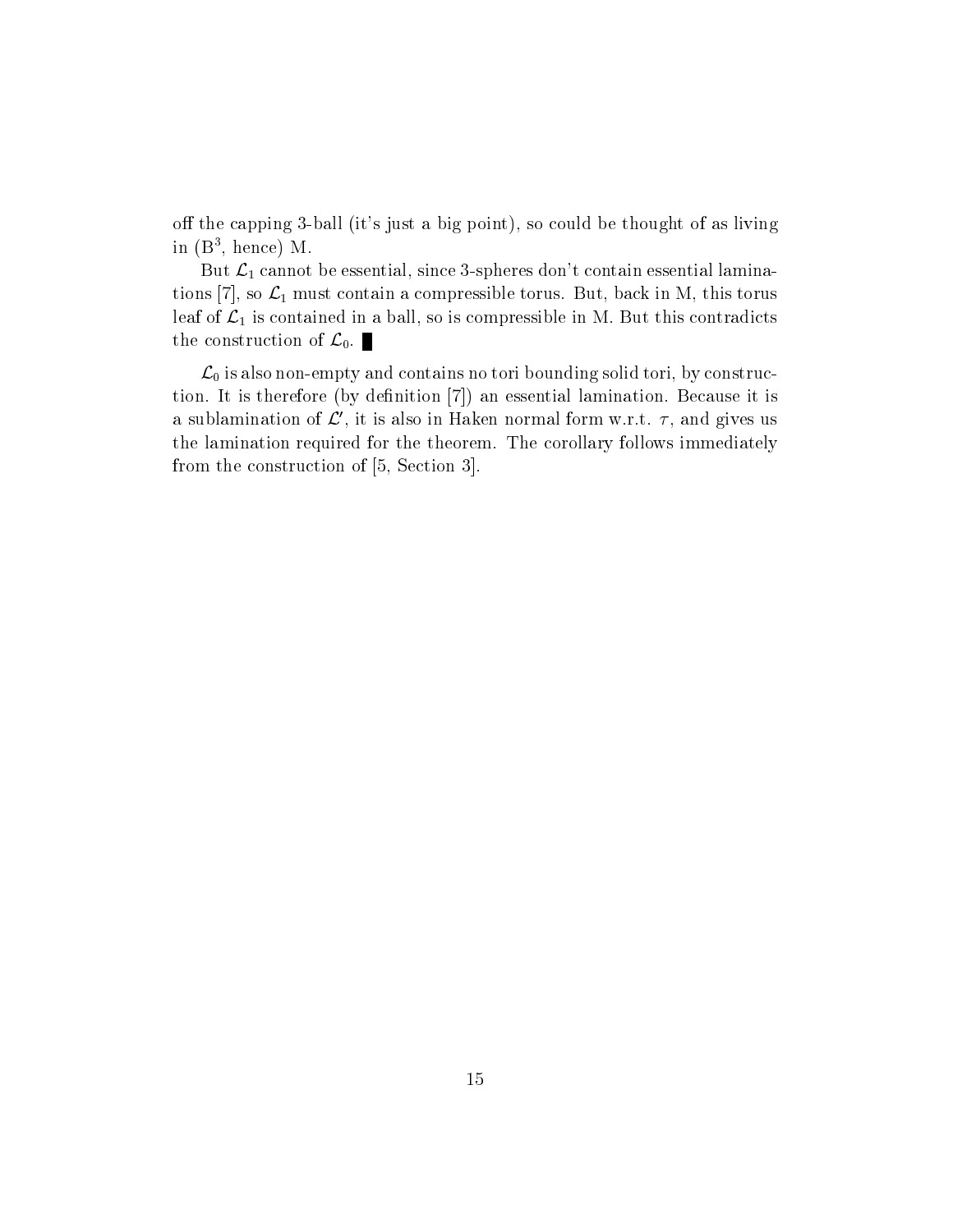off the capping 3-ball (it's just a big point), so could be thought of as living in ($B^3$, hence) M.

But $\mathcal{L}_1$ cannot be essential, since 3-spheres don't contain essential laminations [7], so $\mathcal{L}_1$ must contain a compressible torus. But, back in M, this torus leaf of $\mathcal{L}_1$ is contained in a ball, so is compressible in M. But this contradicts the construction of $\mathcal{L}_0$. ∎

$\mathcal{L}_0$ is also non-empty and contains no tori bounding solid tori, by construction. It is therefore (by definition [7]) an essential lamination. Because it is a sublamination of $\mathcal{L}'$, it is also in Haken normal form w.r.t. $\tau$, and gives us the lamination required for the theorem. The corollary follows immediately from the construction of [5, Section 3].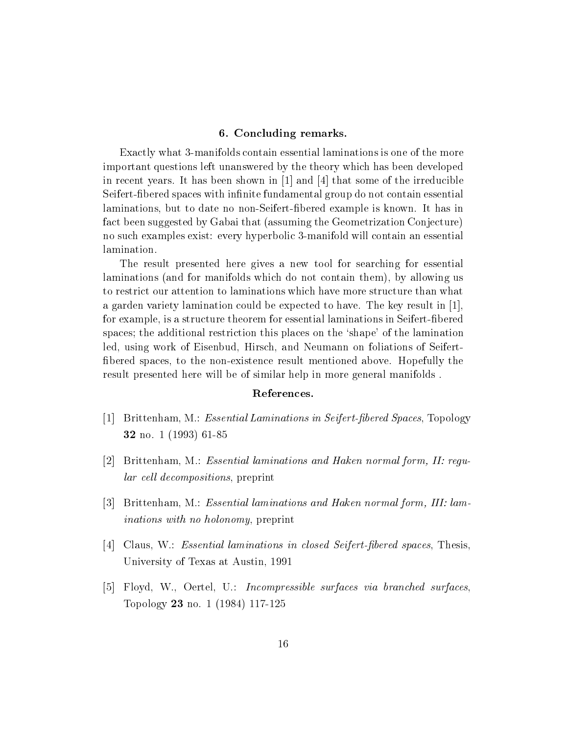## 6. Concluding remarks.

Exactly what 3-manifolds contain essential laminations is one of the more important questions left unanswered by the theory which has been developed in recent years. It has been shown in [1] and [4] that some of the irreducible Seifert-fibered spaces with infinite fundamental group do not contain essential laminations, but to date no non-Seifert-fibered example is known. It has in fact been suggested by Gabai that (assuming the Geometrization Conjecture) no such examples exist: every hyperbolic 3-manifold will contain an essential lamination.

The result presented here gives a new tool for searching for essential laminations (and for manifolds which do not contain them), by allowing us to restrict our attention to laminations which have more structure than what a garden variety lamination could be expected to have. The key result in [1], for example, is a structure theorem for essential laminations in Seifert-fibered spaces; the additional restriction this places on the 'shape' of the lamination led, using work of Eisenbud, Hirsch, and Neumann on foliations of Seifert-fibered spaces, to the non-existence result mentioned above. Hopefully the result presented here will be of similar help in more general manifolds .

## References.

[1] Brittenham, M.: *Essential Laminations in Seifert-fibered Spaces*, Topology **32** no. 1 (1993) 61-85

[2] Brittenham, M.: *Essential laminations and Haken normal form, II: regular cell decompositions*, preprint

[3] Brittenham, M.: *Essential laminations and Haken normal form, III: laminations with no holonomy*, preprint

[4] Claus, W.: *Essential laminations in closed Seifert-fibered spaces*, Thesis, University of Texas at Austin, 1991

[5] Floyd, W., Oertel, U.: *Incompressible surfaces via branched surfaces*, Topology **23** no. 1 (1984) 117-125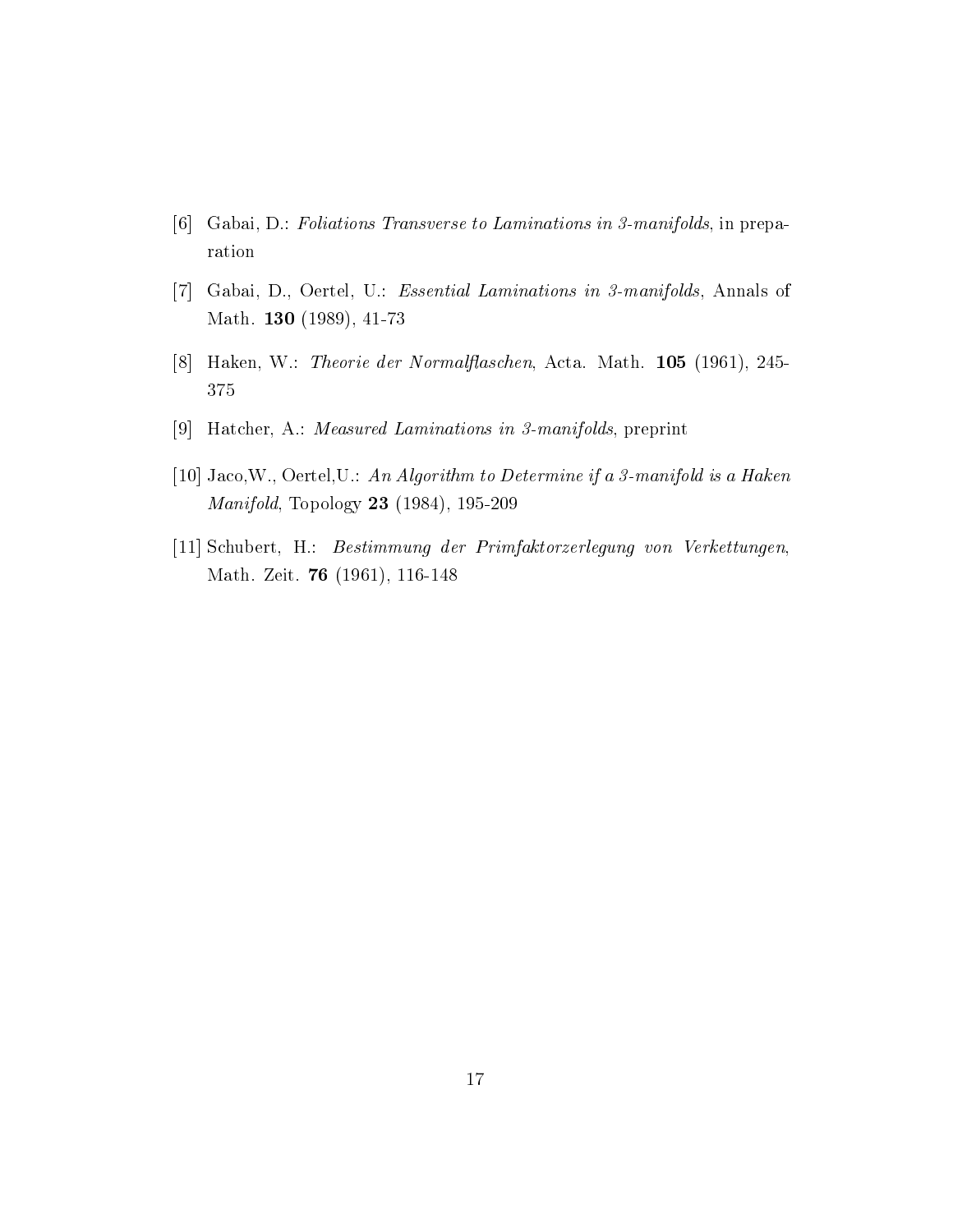[6] Gabai, D.: *Foliations Transverse to Laminations in 3-manifolds*, in preparation

[7] Gabai, D., Oertel, U.: *Essential Laminations in 3-manifolds*, Annals of Math. **130** (1989), 41-73

[8] Haken, W.: *Theorie der Normalflaschen*, Acta. Math. **105** (1961), 245-375

[9] Hatcher, A.: *Measured Laminations in 3-manifolds*, preprint

[10] Jaco,W., Oertel,U.: *An Algorithm to Determine if a 3-manifold is a Haken Manifold*, Topology **23** (1984), 195-209

[11] Schubert, H.: *Bestimmung der Primfaktorzerlegung von Verkettungen*, Math. Zeit. **76** (1961), 116-148